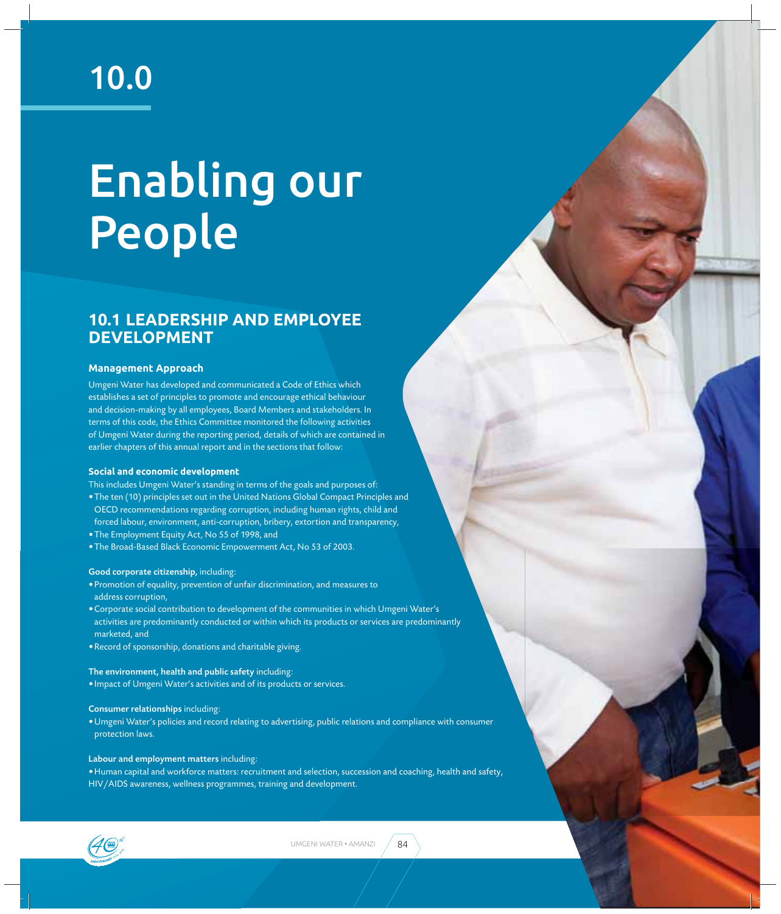# 10.0

# Enabling our People

## 10.1 LEADERSHIP AND EMPLOYEE DEVELOPMENT

### Management Approach

Umgeni Water has developed and communicated a Code of Ethics which establishes a set of principles to promote and encourage ethical behaviour and decision-making by all employees, Board Members and stakeholders. In terms of this code, the Ethics Committee monitored the following activities of Umgeni Water during the reporting period, details of which are contained in earlier chapters of this annual report and in the sections that follow:

#### Social and economic development

This includes Umgeni Water's standing in terms of the goals and purposes of:

- The ten (10) principles set out in the United Nations Global Compact Principles and OECD recommendations regarding corruption, including human rights, child and forced labour, environment, anti-corruption, bribery, extortion and transparency,
- The Employment Equity Act, No 55 of 1998, and
- The Broad-Based Black Economic Empowerment Act, No 53 of 2003.

**Good corporate citizenship,** including:

- Promotion of equality, prevention of unfair discrimination, and measures to address corruption,
- Corporate social contribution to development of the communities in which Umgeni Water's activities are predominantly conducted or within which its products or services are predominantly marketed, and
- Record of sponsorship, donations and charitable giving.

**The environment, health and public safety** including:

- Impact of Umgeni Water's activities and of its products or services.

**Consumer relationships** including:

- Umgeni Water's policies and record relating to advertising, public relations and compliance with consumer protection laws.

**Labour and employment matters** including:

- Human capital and workforce matters: recruitment and selection, succession and coaching, health and safety, HIV/AIDS awareness, wellness programmes, training and development.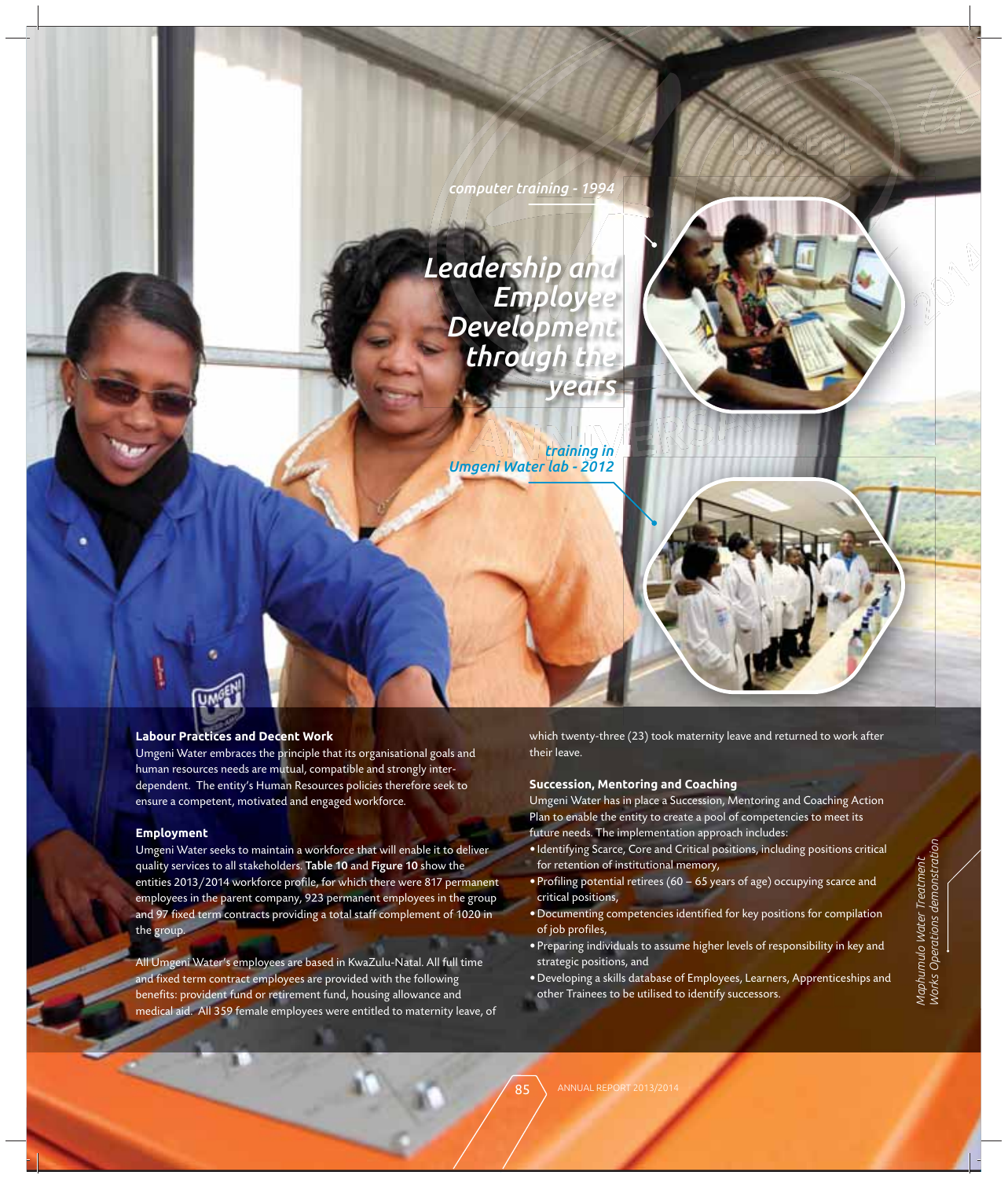computer training - 1994

# Leadership and Employee Development through the years

training in Umgeni Water lab - 2012

## Labour Practices and Decent Work

Umgeni Water embraces the principle that its organisational goals and human resources needs are mutual, compatible and strongly inter-dependent. The entity's Human Resources policies therefore seek to ensure a competent, motivated and engaged workforce.

### Employment

Umgeni Water seeks to maintain a workforce that will enable it to deliver quality services to all stakeholders. **Table 10** and **Figure 10** show the entities 2013/2014 workforce profile, for which there were 817 permanent employees in the parent company, 923 permanent employees in the group and 97 fixed term contracts providing a total staff complement of 1020 in the group.

All Umgeni Water's employees are based in KwaZulu-Natal. All full time and fixed term contract employees are provided with the following benefits: provident fund or retirement fund, housing allowance and medical aid. All 359 female employees were entitled to maternity leave, of which twenty-three (23) took maternity leave and returned to work after their leave.

### Succession, Mentoring and Coaching

Umgeni Water has in place a Succession, Mentoring and Coaching Action Plan to enable the entity to create a pool of competencies to meet its future needs. The implementation approach includes:

- Identifying Scarce, Core and Critical positions, including positions critical for retention of institutional memory,
- Profiling potential retirees (60 – 65 years of age) occupying scarce and critical positions,
- Documenting competencies identified for key positions for compilation of job profiles,
- Preparing individuals to assume higher levels of responsibility in key and strategic positions, and
- Developing a skills database of Employees, Learners, Apprenticeships and other Trainees to be utilised to identify successors.

*Maphumulo Water Treatment Works Operations demonstration*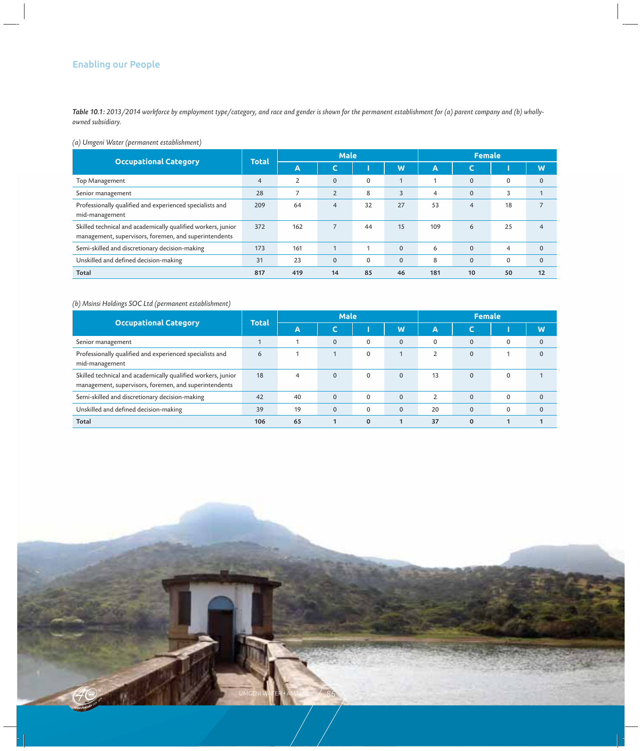## Enabling our People

*Table 10.1: 2013/2014 workforce by employment type/category, and race and gender is shown for the permanent establishment for (a) parent company and (b) wholly-owned subsidiary.*

*(a) Umgeni Water (permanent establishment)*

| Occupational Category | Total | Male | | | | Female | | | |
|---|---|---|---|---|---|---|---|---|---|
| | | A | C | I | W | A | C | I | W |
| Top Management | 4 | 2 | 0 | 0 | 1 | 1 | 0 | 0 | 0 |
| Senior management | 28 | 7 | 2 | 8 | 3 | 4 | 0 | 3 | 1 |
| Professionally qualified and experienced specialists and mid-management | 209 | 64 | 4 | 32 | 27 | 53 | 4 | 18 | 7 |
| Skilled technical and academically qualified workers, junior management, supervisors, foremen, and superintendents | 372 | 162 | 7 | 44 | 15 | 109 | 6 | 25 | 4 |
| Semi-skilled and discretionary decision-making | 173 | 161 | 1 | 1 | 0 | 6 | 0 | 4 | 0 |
| Unskilled and defined decision-making | 31 | 23 | 0 | 0 | 0 | 8 | 0 | 0 | 0 |
| **Total** | **817** | **419** | **14** | **85** | **46** | **181** | **10** | **50** | **12** |

*(b) Msinsi Holdings SOC Ltd (permanent establishment)*

| Occupational Category | Total | Male | | | | Female | | | |
|---|---|---|---|---|---|---|---|---|---|
| | | A | C | I | W | A | C | I | W |
| Senior management | 1 | 1 | 0 | 0 | 0 | 0 | 0 | 0 | 0 |
| Professionally qualified and experienced specialists and mid-management | 6 | 1 | 1 | 0 | 1 | 2 | 0 | 1 | 0 |
| Skilled technical and academically qualified workers, junior management, supervisors, foremen, and superintendents | 18 | 4 | 0 | 0 | 0 | 13 | 0 | 0 | 1 |
| Semi-skilled and discretionary decision-making | 42 | 40 | 0 | 0 | 0 | 2 | 0 | 0 | 0 |
| Unskilled and defined decision-making | 39 | 19 | 0 | 0 | 0 | 20 | 0 | 0 | 0 |
| **Total** | **106** | **65** | **1** | **0** | **1** | **37** | **0** | **1** | **1** |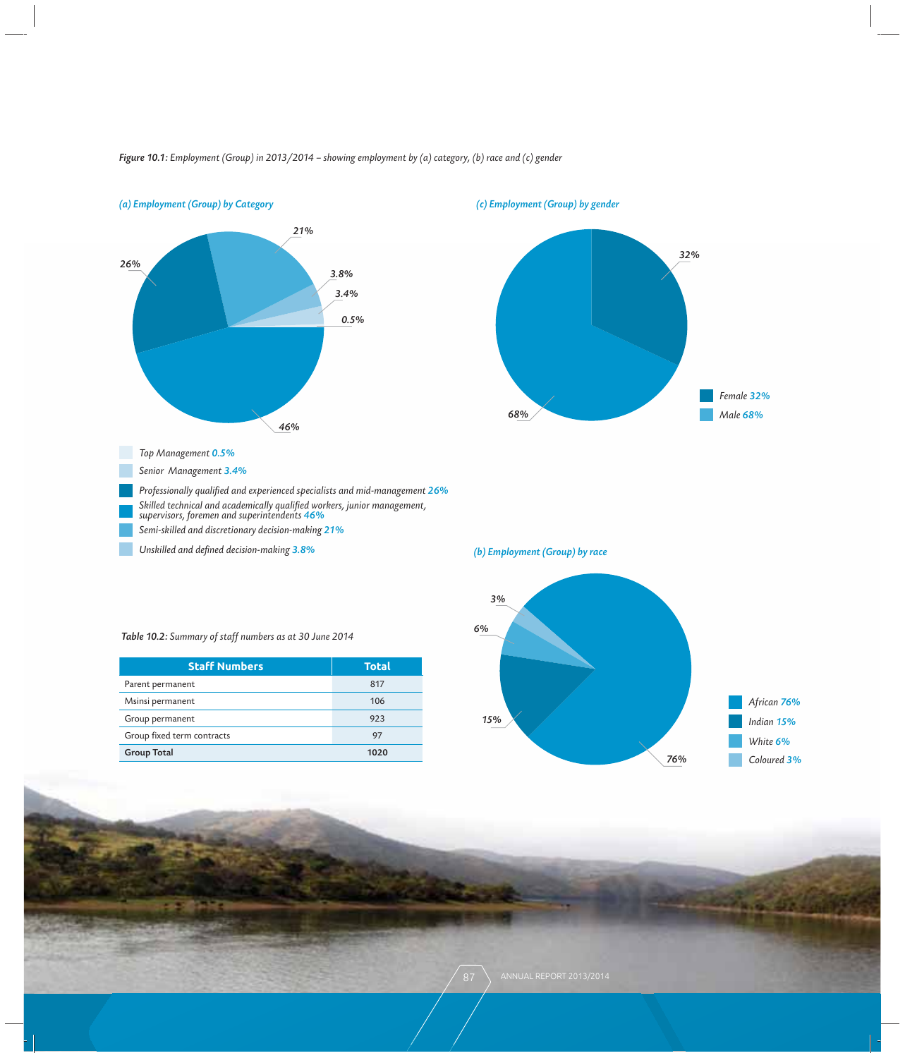**Figure 10.1:** *Employment (Group) in 2013/2014 – showing employment by (a) category, (b) race and (c) gender*

*(a) Employment (Group) by Category*

- Top Management 0.5%
- Senior Management 3.4%
- Professionally qualified and experienced specialists and mid-management 26%
- Skilled technical and academically qualified workers, junior management, supervisors, foremen and superintendents 46%
- Semi-skilled and discretionary decision-making 21%
- Unskilled and defined decision-making 3.8%

*(c) Employment (Group) by gender*

- Female 32%
- Male 68%

*(b) Employment (Group) by race*

- African 76%
- Indian 15%
- White 6%
- Coloured 3%

**Table 10.2:** *Summary of staff numbers as at 30 June 2014*

| Staff Numbers | Total |
|---|---|
| Parent permanent | 817 |
| Msinsi permanent | 106 |
| Group permanent | 923 |
| Group fixed term contracts | 97 |
| **Group Total** | **1020** |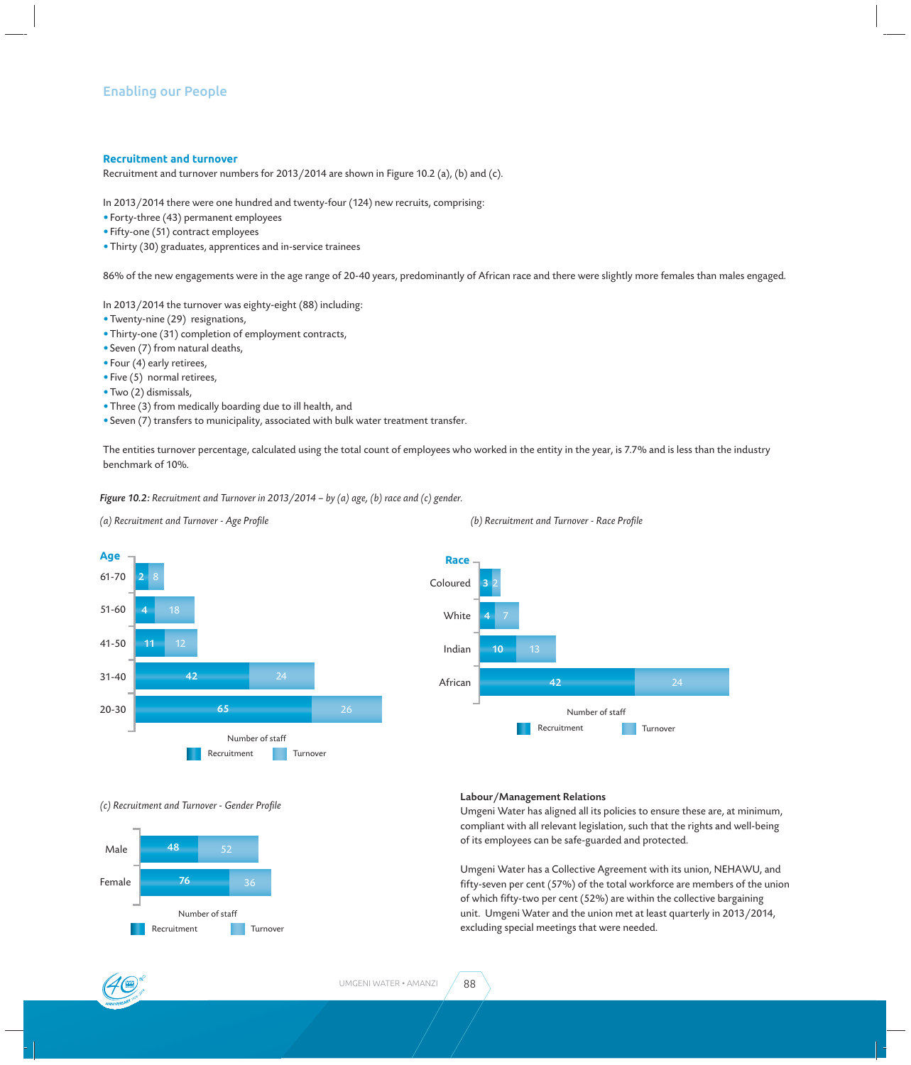## Enabling our People

### Recruitment and turnover

Recruitment and turnover numbers for 2013/2014 are shown in Figure 10.2 (a), (b) and (c).

In 2013/2014 there were one hundred and twenty-four (124) new recruits, comprising:

- Forty-three (43) permanent employees
- Fifty-one (51) contract employees
- Thirty (30) graduates, apprentices and in-service trainees

86% of the new engagements were in the age range of 20-40 years, predominantly of African race and there were slightly more females than males engaged.

In 2013/2014 the turnover was eighty-eight (88) including:

- Twenty-nine (29) resignations,
- Thirty-one (31) completion of employment contracts,
- Seven (7) from natural deaths,
- Four (4) early retirees,
- Five (5) normal retirees,
- Two (2) dismissals,
- Three (3) from medically boarding due to ill health, and
- Seven (7) transfers to municipality, associated with bulk water treatment transfer.

The entities turnover percentage, calculated using the total count of employees who worked in the entity in the year, is 7.7% and is less than the industry benchmark of 10%.

***Figure 10.2:*** *Recruitment and Turnover in 2013/2014 – by (a) age, (b) race and (c) gender.*

*(a) Recruitment and Turnover - Age Profile*

| Age | Recruitment | Turnover |
|---|---|---|
| 61-70 | 2 | 8 |
| 51-60 | 4 | 18 |
| 41-50 | 11 | 12 |
| 31-40 | 42 | 24 |
| 20-30 | 65 | 26 |

Number of staff

*(b) Recruitment and Turnover - Race Profile*

| Race | Recruitment | Turnover |
|---|---|---|
| Coloured | 3 | 2 |
| White | 4 | 7 |
| Indian | 10 | 13 |
| African | 42 | 24 |

Number of staff

*(c) Recruitment and Turnover - Gender Profile*

| Gender | Recruitment | Turnover |
|---|---|---|
| Male | 48 | 52 |
| Female | 76 | 36 |

Number of staff

### Labour/Management Relations

Umgeni Water has aligned all its policies to ensure these are, at minimum, compliant with all relevant legislation, such that the rights and well-being of its employees can be safe-guarded and protected.

Umgeni Water has a Collective Agreement with its union, NEHAWU, and fifty-seven per cent (57%) of the total workforce are members of the union of which fifty-two per cent (52%) are within the collective bargaining unit. Umgeni Water and the union met at least quarterly in 2013/2014, excluding special meetings that were needed.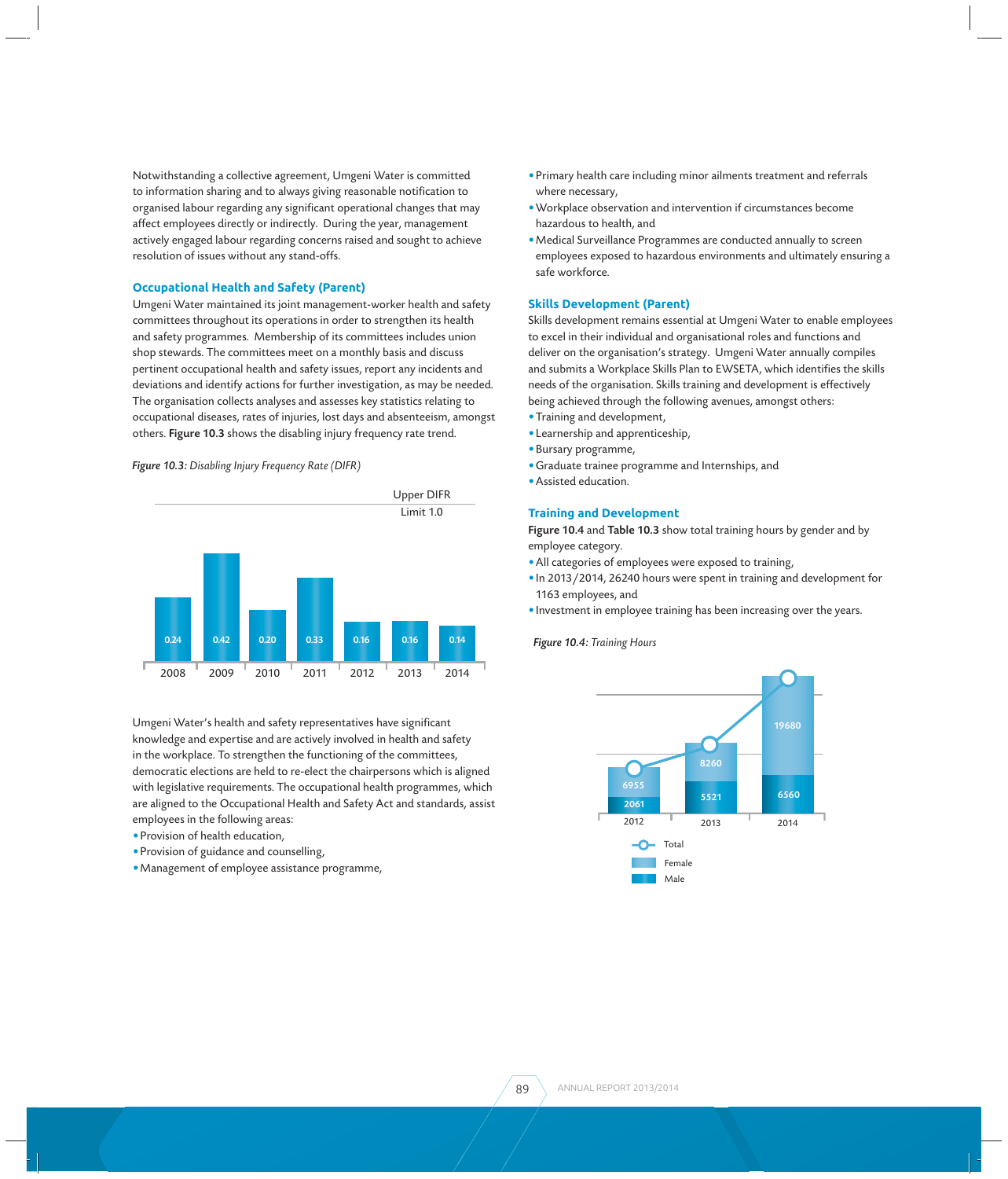Notwithstanding a collective agreement, Umgeni Water is committed to information sharing and to always giving reasonable notification to organised labour regarding any significant operational changes that may affect employees directly or indirectly. During the year, management actively engaged labour regarding concerns raised and sought to achieve resolution of issues without any stand-offs.

### Occupational Health and Safety (Parent)

Umgeni Water maintained its joint management-worker health and safety committees throughout its operations in order to strengthen its health and safety programmes. Membership of its committees includes union shop stewards. The committees meet on a monthly basis and discuss pertinent occupational health and safety issues, report any incidents and deviations and identify actions for further investigation, as may be needed. The organisation collects analyses and assesses key statistics relating to occupational diseases, rates of injuries, lost days and absenteeism, amongst others. **Figure 10.3** shows the disabling injury frequency rate trend.

***Figure 10.3:*** *Disabling Injury Frequency Rate (DIFR)*

Upper DIFR Limit 1.0

| 2008 | 2009 | 2010 | 2011 | 2012 | 2013 | 2014 |
|---|---|---|---|---|---|---|
| 0.24 | 0.42 | 0.20 | 0.33 | 0.16 | 0.16 | 0.14 |

Umgeni Water's health and safety representatives have significant knowledge and expertise and are actively involved in health and safety in the workplace. To strengthen the functioning of the committees, democratic elections are held to re-elect the chairpersons which is aligned with legislative requirements. The occupational health programmes, which are aligned to the Occupational Health and Safety Act and standards, assist employees in the following areas:

- Provision of health education,
- Provision of guidance and counselling,
- Management of employee assistance programme,
- Primary health care including minor ailments treatment and referrals where necessary,
- Workplace observation and intervention if circumstances become hazardous to health, and
- Medical Surveillance Programmes are conducted annually to screen employees exposed to hazardous environments and ultimately ensuring a safe workforce.

### Skills Development (Parent)

Skills development remains essential at Umgeni Water to enable employees to excel in their individual and organisational roles and functions and deliver on the organisation's strategy. Umgeni Water annually compiles and submits a Workplace Skills Plan to EWSETA, which identifies the skills needs of the organisation. Skills training and development is effectively being achieved through the following avenues, amongst others:

- Training and development,
- Learnership and apprenticeship,
- Bursary programme,
- Graduate trainee programme and Internships, and
- Assisted education.

### Training and Development

**Figure 10.4** and **Table 10.3** show total training hours by gender and by employee category.

- All categories of employees were exposed to training,
- In 2013/2014, 26240 hours were spent in training and development for 1163 employees, and
- Investment in employee training has been increasing over the years.

***Figure 10.4:*** *Training Hours*

| Year | Female | Male |
|---|---|---|
| 2012 | 6955 | 2061 |
| 2013 | 8260 | 5521 |
| 2014 | 19680 | 6560 |

Total / Female / Male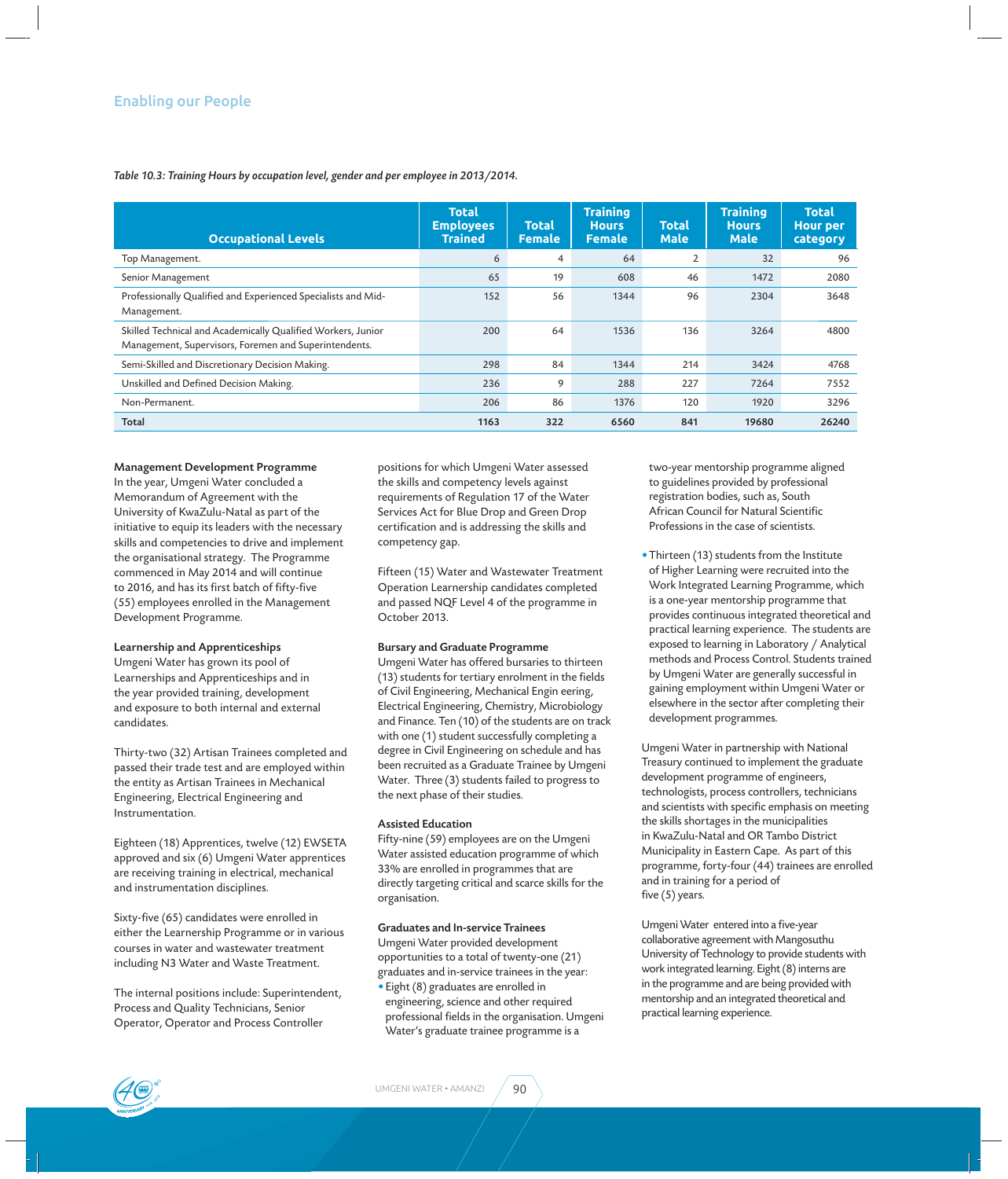## Enabling our People

*Table 10.3: Training Hours by occupation level, gender and per employee in 2013/2014.*

| Occupational Levels | Total Employees Trained | Total Female | Training Hours Female | Total Male | Training Hours Male | Total Hour per category |
|---|---|---|---|---|---|---|
| Top Management. | 6 | 4 | 64 | 2 | 32 | 96 |
| Senior Management | 65 | 19 | 608 | 46 | 1472 | 2080 |
| Professionally Qualified and Experienced Specialists and Mid-Management. | 152 | 56 | 1344 | 96 | 2304 | 3648 |
| Skilled Technical and Academically Qualified Workers, Junior Management, Supervisors, Foremen and Superintendents. | 200 | 64 | 1536 | 136 | 3264 | 4800 |
| Semi-Skilled and Discretionary Decision Making. | 298 | 84 | 1344 | 214 | 3424 | 4768 |
| Unskilled and Defined Decision Making. | 236 | 9 | 288 | 227 | 7264 | 7552 |
| Non-Permanent. | 206 | 86 | 1376 | 120 | 1920 | 3296 |
| **Total** | **1163** | **322** | **6560** | **841** | **19680** | **26240** |

**Management Development Programme**
In the year, Umgeni Water concluded a Memorandum of Agreement with the University of KwaZulu-Natal as part of the initiative to equip its leaders with the necessary skills and competencies to drive and implement the organisational strategy. The Programme commenced in May 2014 and will continue to 2016, and has its first batch of fifty-five (55) employees enrolled in the Management Development Programme.

**Learnership and Apprenticeships**
Umgeni Water has grown its pool of Learnerships and Apprenticeships and in the year provided training, development and exposure to both internal and external candidates.

Thirty-two (32) Artisan Trainees completed and passed their trade test and are employed within the entity as Artisan Trainees in Mechanical Engineering, Electrical Engineering and Instrumentation.

Eighteen (18) Apprentices, twelve (12) EWSETA approved and six (6) Umgeni Water apprentices are receiving training in electrical, mechanical and instrumentation disciplines.

Sixty-five (65) candidates were enrolled in either the Learnership Programme or in various courses in water and wastewater treatment including N3 Water and Waste Treatment.

The internal positions include: Superintendent, Process and Quality Technicians, Senior Operator, Operator and Process Controller positions for which Umgeni Water assessed the skills and competency levels against requirements of Regulation 17 of the Water Services Act for Blue Drop and Green Drop certification and is addressing the skills and competency gap.

Fifteen (15) Water and Wastewater Treatment Operation Learnership candidates completed and passed NQF Level 4 of the programme in October 2013.

**Bursary and Graduate Programme**
Umgeni Water has offered bursaries to thirteen (13) students for tertiary enrolment in the fields of Civil Engineering, Mechanical Engin eering, Electrical Engineering, Chemistry, Microbiology and Finance. Ten (10) of the students are on track with one (1) student successfully completing a degree in Civil Engineering on schedule and has been recruited as a Graduate Trainee by Umgeni Water. Three (3) students failed to progress to the next phase of their studies.

**Assisted Education**
Fifty-nine (59) employees are on the Umgeni Water assisted education programme of which 33% are enrolled in programmes that are directly targeting critical and scarce skills for the organisation.

**Graduates and In-service Trainees**
Umgeni Water provided development opportunities to a total of twenty-one (21) graduates and in-service trainees in the year:

- Eight (8) graduates are enrolled in engineering, science and other required professional fields in the organisation. Umgeni Water's graduate trainee programme is a two-year mentorship programme aligned to guidelines provided by professional registration bodies, such as, South African Council for Natural Scientific Professions in the case of scientists.
- Thirteen (13) students from the Institute of Higher Learning were recruited into the Work Integrated Learning Programme, which is a one-year mentorship programme that provides continuous integrated theoretical and practical learning experience. The students are exposed to learning in Laboratory / Analytical methods and Process Control. Students trained by Umgeni Water are generally successful in gaining employment within Umgeni Water or elsewhere in the sector after completing their development programmes.

Umgeni Water in partnership with National Treasury continued to implement the graduate development programme of engineers, technologists, process controllers, technicians and scientists with specific emphasis on meeting the skills shortages in the municipalities in KwaZulu-Natal and OR Tambo District Municipality in Eastern Cape. As part of this programme, forty-four (44) trainees are enrolled and in training for a period of five (5) years.

Umgeni Water entered into a five-year collaborative agreement with Mangosuthu University of Technology to provide students with work integrated learning. Eight (8) interns are in the programme and are being provided with mentorship and an integrated theoretical and practical learning experience.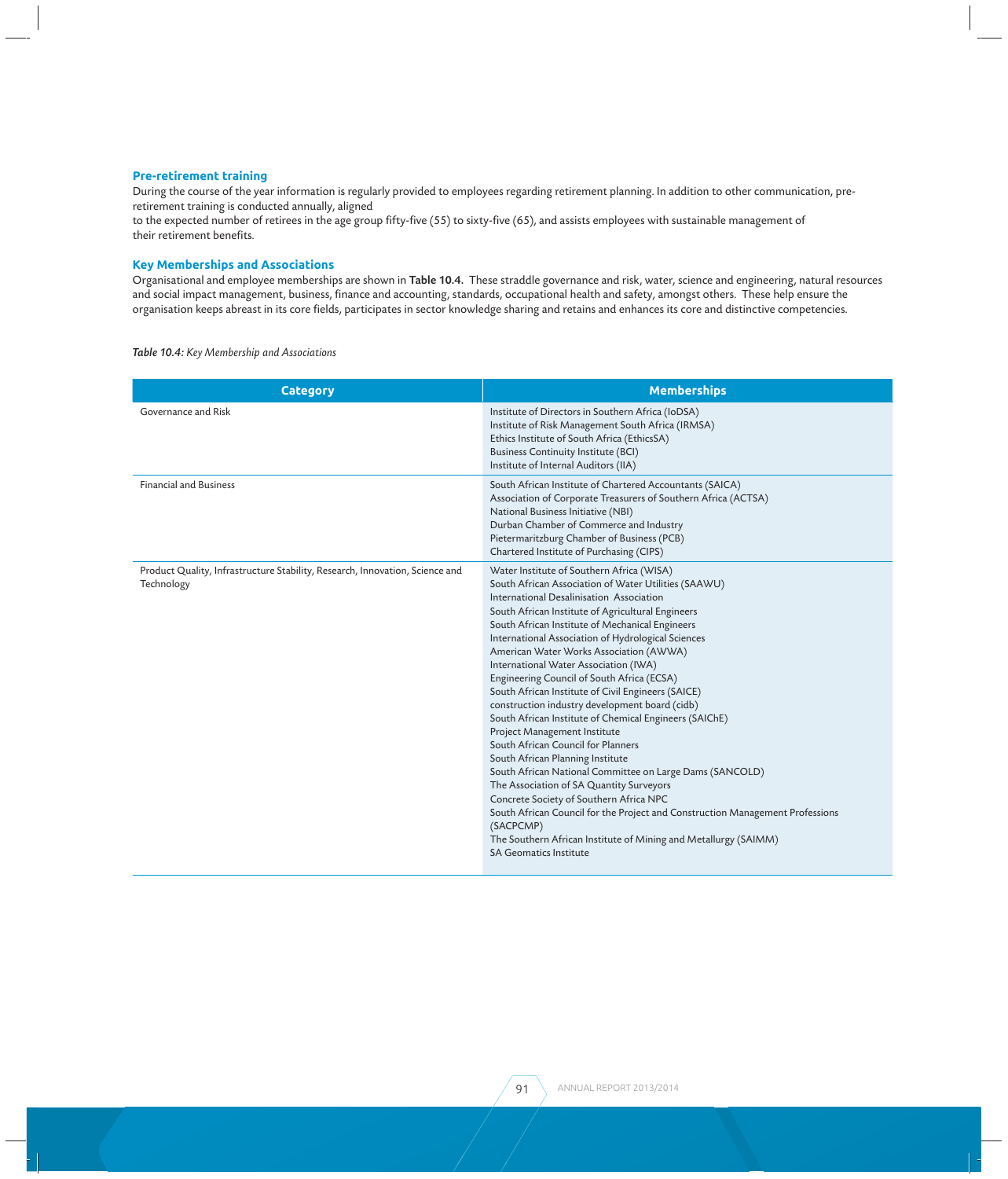### Pre-retirement training

During the course of the year information is regularly provided to employees regarding retirement planning. In addition to other communication, pre-retirement training is conducted annually, aligned
to the expected number of retirees in the age group fifty-five (55) to sixty-five (65), and assists employees with sustainable management of their retirement benefits.

### Key Memberships and Associations

Organisational and employee memberships are shown in **Table 10.4.** These straddle governance and risk, water, science and engineering, natural resources and social impact management, business, finance and accounting, standards, occupational health and safety, amongst others. These help ensure the organisation keeps abreast in its core fields, participates in sector knowledge sharing and retains and enhances its core and distinctive competencies.

***Table 10.4:*** *Key Membership and Associations*

| Category | Memberships |
|---|---|
| Governance and Risk | Institute of Directors in Southern Africa (IoDSA)<br>Institute of Risk Management South Africa (IRMSA)<br>Ethics Institute of South Africa (EthicsSA)<br>Business Continuity Institute (BCI)<br>Institute of Internal Auditors (IIA) |
| Financial and Business | South African Institute of Chartered Accountants (SAICA)<br>Association of Corporate Treasurers of Southern Africa (ACTSA)<br>National Business Initiative (NBI)<br>Durban Chamber of Commerce and Industry<br>Pietermaritzburg Chamber of Business (PCB)<br>Chartered Institute of Purchasing (CIPS) |
| Product Quality, Infrastructure Stability, Research, Innovation, Science and Technology | Water Institute of Southern Africa (WISA)<br>South African Association of Water Utilities (SAAWU)<br>International Desalinisation Association<br>South African Institute of Agricultural Engineers<br>South African Institute of Mechanical Engineers<br>International Association of Hydrological Sciences<br>American Water Works Association (AWWA)<br>International Water Association (IWA)<br>Engineering Council of South Africa (ECSA)<br>South African Institute of Civil Engineers (SAICE)<br>construction industry development board (cidb)<br>South African Institute of Chemical Engineers (SAIChE)<br>Project Management Institute<br>South African Council for Planners<br>South African Planning Institute<br>South African National Committee on Large Dams (SANCOLD)<br>The Association of SA Quantity Surveyors<br>Concrete Society of Southern Africa NPC<br>South African Council for the Project and Construction Management Professions (SACPCMP)<br>The Southern African Institute of Mining and Metallurgy (SAIMM)<br>SA Geomatics Institute |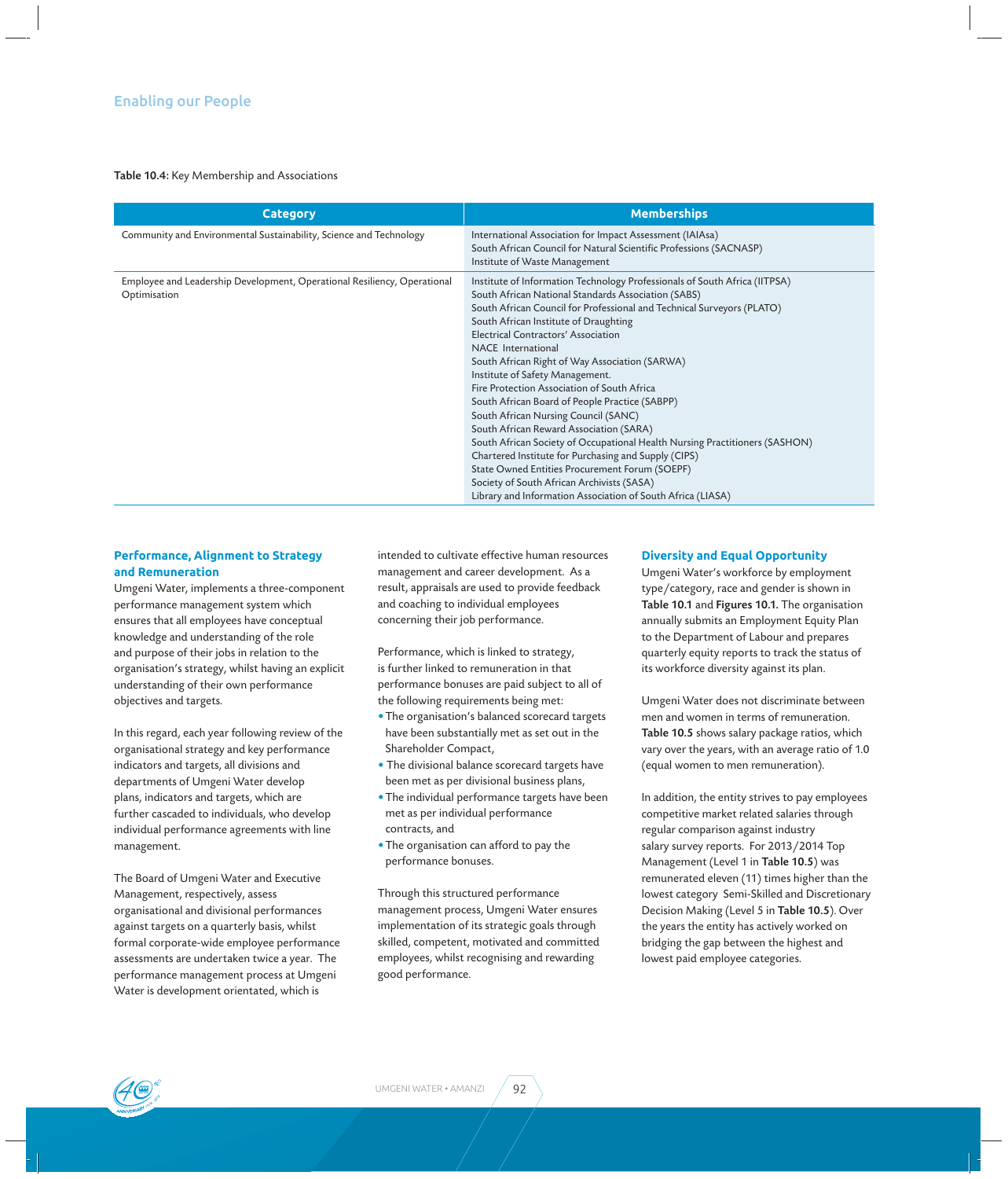## Enabling our People

**Table 10.4**: Key Membership and Associations

| Category | Memberships |
|---|---|
| Community and Environmental Sustainability, Science and Technology | International Association for Impact Assessment (IAIAsa)<br>South African Council for Natural Scientific Professions (SACNASP)<br>Institute of Waste Management |
| Employee and Leadership Development, Operational Resiliency, Operational Optimisation | Institute of Information Technology Professionals of South Africa (IITPSA)<br>South African National Standards Association (SABS)<br>South African Council for Professional and Technical Surveyors (PLATO)<br>South African Institute of Draughting<br>Electrical Contractors' Association<br>NACE International<br>South African Right of Way Association (SARWA)<br>Institute of Safety Management.<br>Fire Protection Association of South Africa<br>South African Board of People Practice (SABPP)<br>South African Nursing Council (SANC)<br>South African Reward Association (SARA)<br>South African Society of Occupational Health Nursing Practitioners (SASHON)<br>Chartered Institute for Purchasing and Supply (CIPS)<br>State Owned Entities Procurement Forum (SOEPF)<br>Society of South African Archivists (SASA)<br>Library and Information Association of South Africa (LIASA) |

### Performance, Alignment to Strategy and Remuneration

Umgeni Water, implements a three-component performance management system which ensures that all employees have conceptual knowledge and understanding of the role and purpose of their jobs in relation to the organisation's strategy, whilst having an explicit understanding of their own performance objectives and targets.

In this regard, each year following review of the organisational strategy and key performance indicators and targets, all divisions and departments of Umgeni Water develop plans, indicators and targets, which are further cascaded to individuals, who develop individual performance agreements with line management.

The Board of Umgeni Water and Executive Management, respectively, assess organisational and divisional performances against targets on a quarterly basis, whilst formal corporate-wide employee performance assessments are undertaken twice a year. The performance management process at Umgeni Water is development orientated, which is intended to cultivate effective human resources management and career development. As a result, appraisals are used to provide feedback and coaching to individual employees concerning their job performance.

Performance, which is linked to strategy, is further linked to remuneration in that performance bonuses are paid subject to all of the following requirements being met:

- The organisation's balanced scorecard targets have been substantially met as set out in the Shareholder Compact,
- The divisional balance scorecard targets have been met as per divisional business plans,
- The individual performance targets have been met as per individual performance contracts, and
- The organisation can afford to pay the performance bonuses.

Through this structured performance management process, Umgeni Water ensures implementation of its strategic goals through skilled, competent, motivated and committed employees, whilst recognising and rewarding good performance.

### Diversity and Equal Opportunity

Umgeni Water's workforce by employment type/category, race and gender is shown in **Table 10.1** and **Figures 10.1.** The organisation annually submits an Employment Equity Plan to the Department of Labour and prepares quarterly equity reports to track the status of its workforce diversity against its plan.

Umgeni Water does not discriminate between men and women in terms of remuneration. **Table 10.5** shows salary package ratios, which vary over the years, with an average ratio of 1.0 (equal women to men remuneration).

In addition, the entity strives to pay employees competitive market related salaries through regular comparison against industry salary survey reports. For 2013/2014 Top Management (Level 1 in **Table 10.5**) was remunerated eleven (11) times higher than the lowest category Semi-Skilled and Discretionary Decision Making (Level 5 in **Table 10.5**). Over the years the entity has actively worked on bridging the gap between the highest and lowest paid employee categories.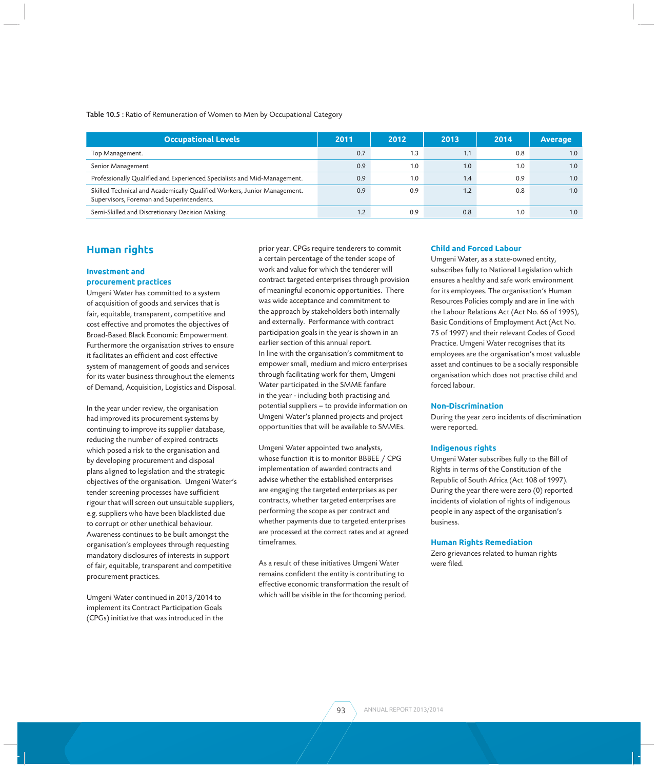**Table 10.5 :** Ratio of Remuneration of Women to Men by Occupational Category

| Occupational Levels | 2011 | 2012 | 2013 | 2014 | Average |
|---|---|---|---|---|---|
| Top Management. | 0.7 | 1.3 | 1.1 | 0.8 | 1.0 |
| Senior Management | 0.9 | 1.0 | 1.0 | 1.0 | 1.0 |
| Professionally Qualified and Experienced Specialists and Mid-Management. | 0.9 | 1.0 | 1.4 | 0.9 | 1.0 |
| Skilled Technical and Academically Qualified Workers, Junior Management. Supervisors, Foreman and Superintendents. | 0.9 | 0.9 | 1.2 | 0.8 | 1.0 |
| Semi-Skilled and Discretionary Decision Making. | 1.2 | 0.9 | 0.8 | 1.0 | 1.0 |

## Human rights

### Investment and procurement practices

Umgeni Water has committed to a system of acquisition of goods and services that is fair, equitable, transparent, competitive and cost effective and promotes the objectives of Broad-Based Black Economic Empowerment. Furthermore the organisation strives to ensure it facilitates an efficient and cost effective system of management of goods and services for its water business throughout the elements of Demand, Acquisition, Logistics and Disposal.

In the year under review, the organisation had improved its procurement systems by continuing to improve its supplier database, reducing the number of expired contracts which posed a risk to the organisation and by developing procurement and disposal plans aligned to legislation and the strategic objectives of the organisation. Umgeni Water's tender screening processes have sufficient rigour that will screen out unsuitable suppliers, e.g. suppliers who have been blacklisted due to corrupt or other unethical behaviour. Awareness continues to be built amongst the organisation's employees through requesting mandatory disclosures of interests in support of fair, equitable, transparent and competitive procurement practices.

Umgeni Water continued in 2013/2014 to implement its Contract Participation Goals (CPGs) initiative that was introduced in the prior year. CPGs require tenderers to commit a certain percentage of the tender scope of work and value for which the tenderer will contract targeted enterprises through provision of meaningful economic opportunities. There was wide acceptance and commitment to the approach by stakeholders both internally and externally. Performance with contract participation goals in the year is shown in an earlier section of this annual report.
In line with the organisation's commitment to empower small, medium and micro enterprises through facilitating work for them, Umgeni Water participated in the SMME fanfare in the year - including both practising and potential suppliers – to provide information on Umgeni Water's planned projects and project opportunities that will be available to SMMEs.

Umgeni Water appointed two analysts, whose function it is to monitor BBBEE / CPG implementation of awarded contracts and advise whether the established enterprises are engaging the targeted enterprises as per contracts, whether targeted enterprises are performing the scope as per contract and whether payments due to targeted enterprises are processed at the correct rates and at agreed timeframes.

As a result of these initiatives Umgeni Water remains confident the entity is contributing to effective economic transformation the result of which will be visible in the forthcoming period.

### Child and Forced Labour

Umgeni Water, as a state-owned entity, subscribes fully to National Legislation which ensures a healthy and safe work environment for its employees. The organisation's Human Resources Policies comply and are in line with the Labour Relations Act (Act No. 66 of 1995), Basic Conditions of Employment Act (Act No. 75 of 1997) and their relevant Codes of Good Practice. Umgeni Water recognises that its employees are the organisation's most valuable asset and continues to be a socially responsible organisation which does not practise child and forced labour.

### Non-Discrimination

During the year zero incidents of discrimination were reported.

### Indigenous rights

Umgeni Water subscribes fully to the Bill of Rights in terms of the Constitution of the Republic of South Africa (Act 108 of 1997). During the year there were zero (0) reported incidents of violation of rights of indigenous people in any aspect of the organisation's business.

### Human Rights Remediation

Zero grievances related to human rights were filed.